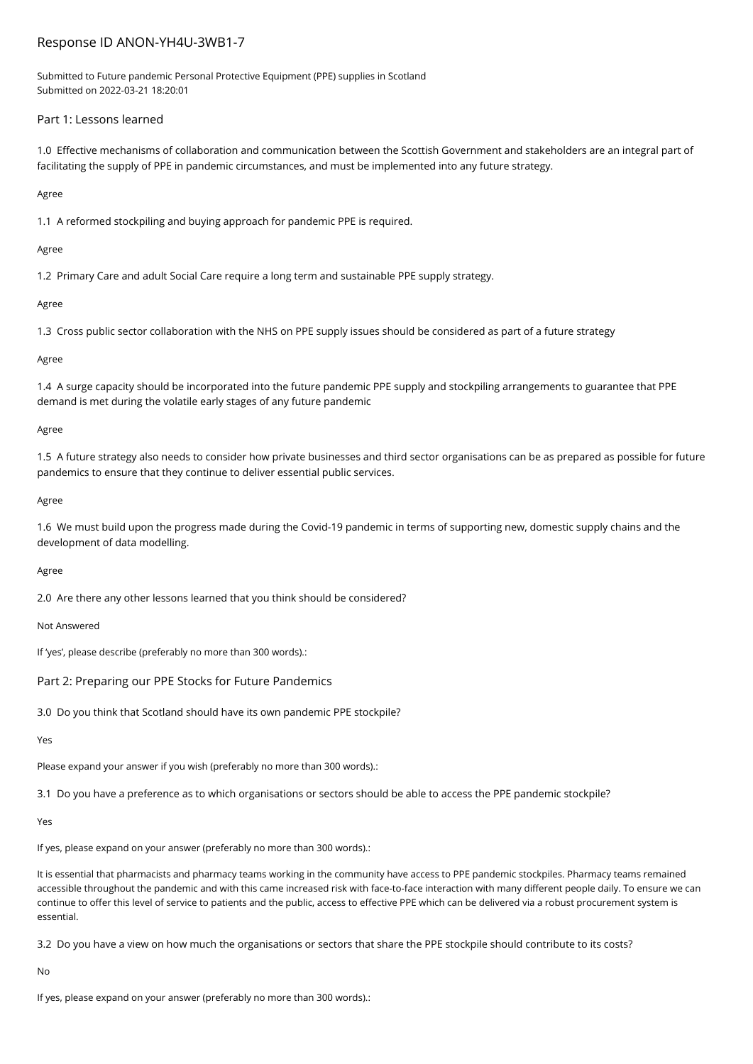# Response ID ANON-YH4U-3WB1-7

Submitted to Future pandemic Personal Protective Equipment (PPE) supplies in Scotland
Submitted on 2022-03-21 18:20:01

## Part 1: Lessons learned

1.0 Effective mechanisms of collaboration and communication between the Scottish Government and stakeholders are an integral part of facilitating the supply of PPE in pandemic circumstances, and must be implemented into any future strategy.

Agree

1.1 A reformed stockpiling and buying approach for pandemic PPE is required.

Agree

1.2 Primary Care and adult Social Care require a long term and sustainable PPE supply strategy.

Agree

1.3 Cross public sector collaboration with the NHS on PPE supply issues should be considered as part of a future strategy

Agree

1.4 A surge capacity should be incorporated into the future pandemic PPE supply and stockpiling arrangements to guarantee that PPE demand is met during the volatile early stages of any future pandemic

Agree

1.5 A future strategy also needs to consider how private businesses and third sector organisations can be as prepared as possible for future pandemics to ensure that they continue to deliver essential public services.

Agree

1.6 We must build upon the progress made during the Covid-19 pandemic in terms of supporting new, domestic supply chains and the development of data modelling.

Agree

2.0 Are there any other lessons learned that you think should be considered?

Not Answered

If 'yes', please describe (preferably no more than 300 words).:

## Part 2: Preparing our PPE Stocks for Future Pandemics

3.0 Do you think that Scotland should have its own pandemic PPE stockpile?

Yes

Please expand your answer if you wish (preferably no more than 300 words).:

3.1 Do you have a preference as to which organisations or sectors should be able to access the PPE pandemic stockpile?

Yes

If yes, please expand on your answer (preferably no more than 300 words).:

It is essential that pharmacists and pharmacy teams working in the community have access to PPE pandemic stockpiles. Pharmacy teams remained accessible throughout the pandemic and with this came increased risk with face-to-face interaction with many different people daily. To ensure we can continue to offer this level of service to patients and the public, access to effective PPE which can be delivered via a robust procurement system is essential.

3.2 Do you have a view on how much the organisations or sectors that share the PPE stockpile should contribute to its costs?

No

If yes, please expand on your answer (preferably no more than 300 words).: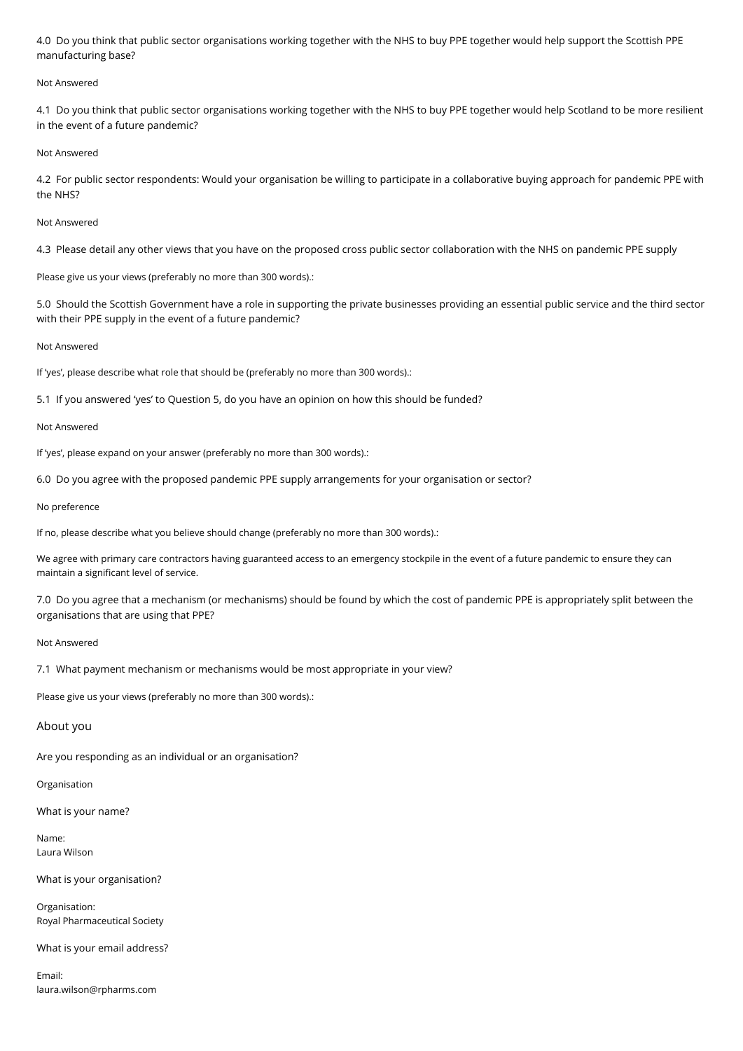4.0 Do you think that public sector organisations working together with the NHS to buy PPE together would help support the Scottish PPE manufacturing base?

Not Answered

4.1 Do you think that public sector organisations working together with the NHS to buy PPE together would help Scotland to be more resilient in the event of a future pandemic?

Not Answered

4.2 For public sector respondents: Would your organisation be willing to participate in a collaborative buying approach for pandemic PPE with the NHS?

Not Answered

4.3 Please detail any other views that you have on the proposed cross public sector collaboration with the NHS on pandemic PPE supply

Please give us your views (preferably no more than 300 words).:

5.0 Should the Scottish Government have a role in supporting the private businesses providing an essential public service and the third sector with their PPE supply in the event of a future pandemic?

Not Answered

If 'yes', please describe what role that should be (preferably no more than 300 words).:

5.1 If you answered 'yes' to Question 5, do you have an opinion on how this should be funded?

Not Answered

If 'yes', please expand on your answer (preferably no more than 300 words).:

6.0 Do you agree with the proposed pandemic PPE supply arrangements for your organisation or sector?

No preference

If no, please describe what you believe should change (preferably no more than 300 words).:

We agree with primary care contractors having guaranteed access to an emergency stockpile in the event of a future pandemic to ensure they can maintain a significant level of service.

7.0 Do you agree that a mechanism (or mechanisms) should be found by which the cost of pandemic PPE is appropriately split between the organisations that are using that PPE?

Not Answered

7.1 What payment mechanism or mechanisms would be most appropriate in your view?

Please give us your views (preferably no more than 300 words).:

## About you

Are you responding as an individual or an organisation?

Organisation

What is your name?

Name:
Laura Wilson

What is your organisation?

Organisation:
Royal Pharmaceutical Society

What is your email address?

Email:
laura.wilson@rpharms.com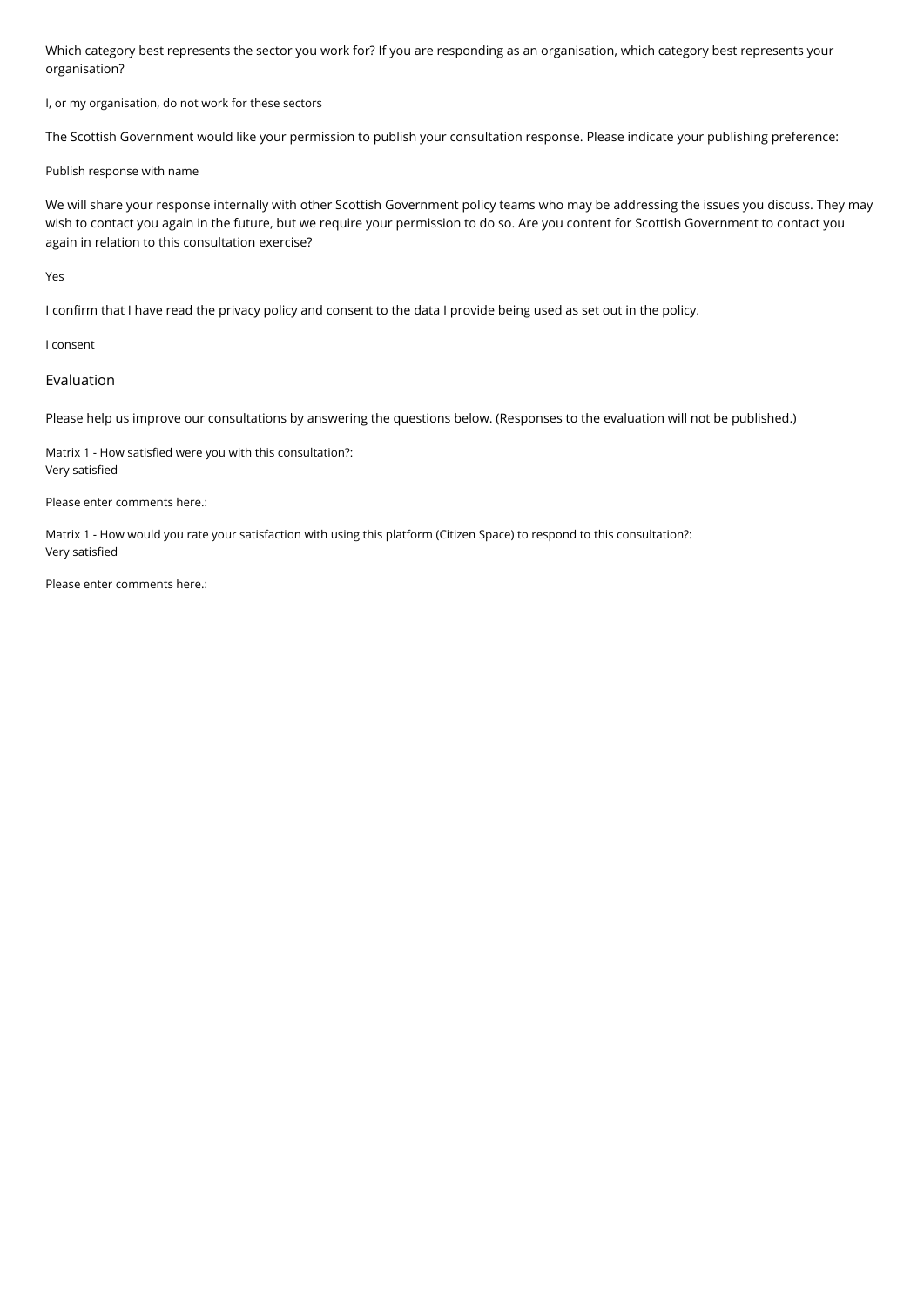Which category best represents the sector you work for? If you are responding as an organisation, which category best represents your organisation?

I, or my organisation, do not work for these sectors

The Scottish Government would like your permission to publish your consultation response. Please indicate your publishing preference:

Publish response with name

We will share your response internally with other Scottish Government policy teams who may be addressing the issues you discuss. They may wish to contact you again in the future, but we require your permission to do so. Are you content for Scottish Government to contact you again in relation to this consultation exercise?

Yes

I confirm that I have read the privacy policy and consent to the data I provide being used as set out in the policy.

I consent

## Evaluation

Please help us improve our consultations by answering the questions below. (Responses to the evaluation will not be published.)

Matrix 1 - How satisfied were you with this consultation?:
Very satisfied

Please enter comments here.:

Matrix 1 - How would you rate your satisfaction with using this platform (Citizen Space) to respond to this consultation?:
Very satisfied

Please enter comments here.: